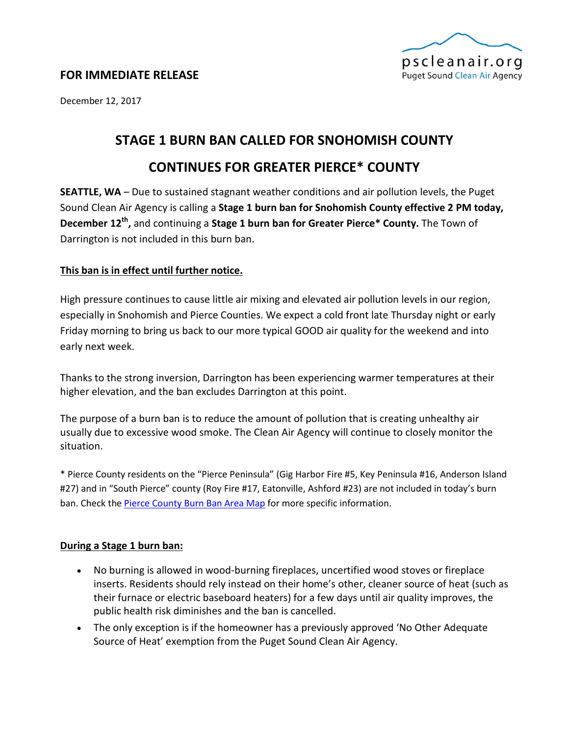pscleanair.org
Puget Sound Clean Air Agency

**FOR IMMEDIATE RELEASE**

December 12, 2017

# STAGE 1 BURN BAN CALLED FOR SNOHOMISH COUNTY
# CONTINUES FOR GREATER PIERCE* COUNTY

**SEATTLE, WA** – Due to sustained stagnant weather conditions and air pollution levels, the Puget Sound Clean Air Agency is calling a **Stage 1 burn ban for Snohomish County effective 2 PM today, December 12th,** and continuing a **Stage 1 burn ban for Greater Pierce* County.** The Town of Darrington is not included in this burn ban.

**<u>This ban is in effect until further notice.</u>**

High pressure continues to cause little air mixing and elevated air pollution levels in our region, especially in Snohomish and Pierce Counties. We expect a cold front late Thursday night or early Friday morning to bring us back to our more typical GOOD air quality for the weekend and into early next week.

Thanks to the strong inversion, Darrington has been experiencing warmer temperatures at their higher elevation, and the ban excludes Darrington at this point.

The purpose of a burn ban is to reduce the amount of pollution that is creating unhealthy air usually due to excessive wood smoke. The Clean Air Agency will continue to closely monitor the situation.

* Pierce County residents on the "Pierce Peninsula" (Gig Harbor Fire #5, Key Peninsula #16, Anderson Island #27) and in "South Pierce" county (Roy Fire #17, Eatonville, Ashford #23) are not included in today's burn ban. Check the Pierce County Burn Ban Area Map for more specific information.

**<u>During a Stage 1 burn ban:</u>**

- No burning is allowed in wood-burning fireplaces, uncertified wood stoves or fireplace inserts. Residents should rely instead on their home's other, cleaner source of heat (such as their furnace or electric baseboard heaters) for a few days until air quality improves, the public health risk diminishes and the ban is cancelled.
- The only exception is if the homeowner has a previously approved 'No Other Adequate Source of Heat' exemption from the Puget Sound Clean Air Agency.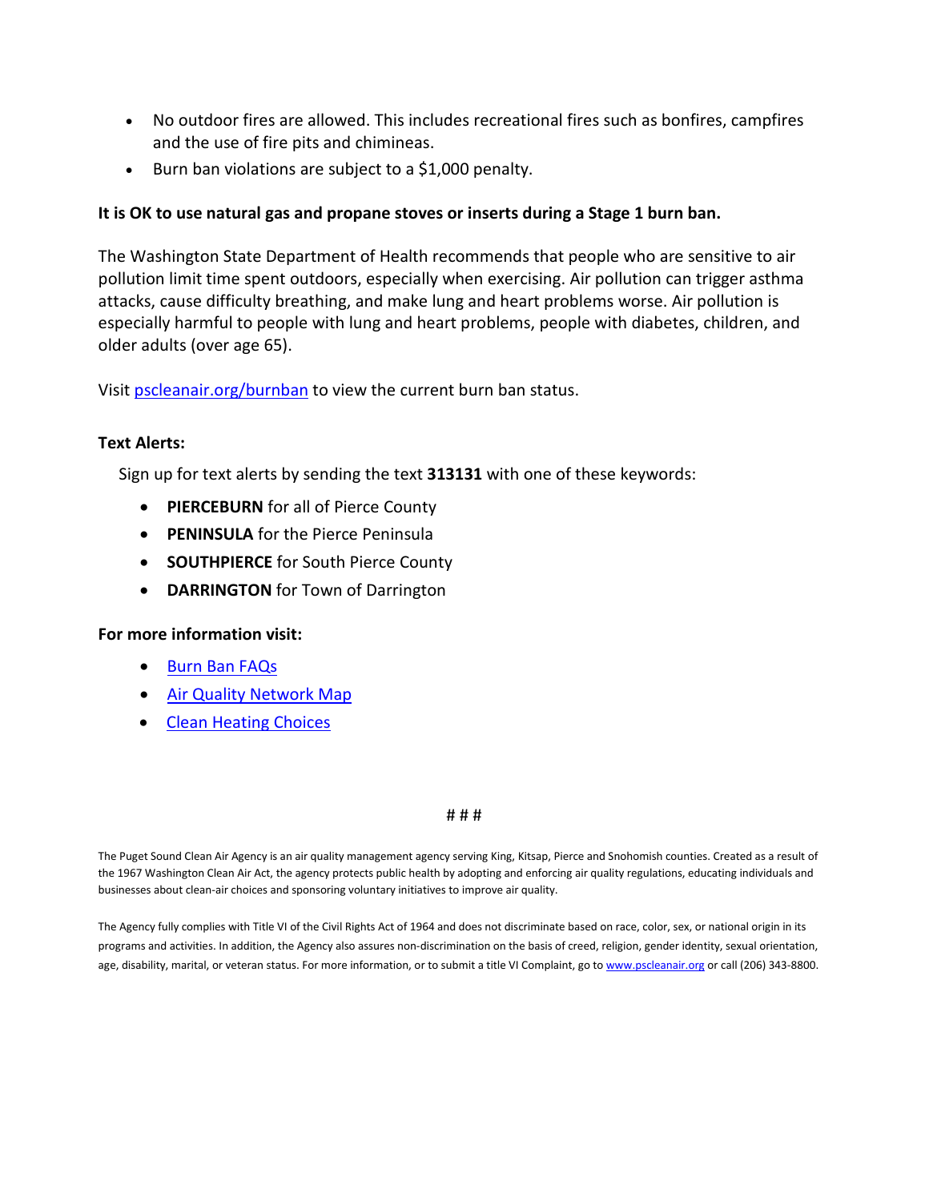- No outdoor fires are allowed. This includes recreational fires such as bonfires, campfires and the use of fire pits and chimineas.
- Burn ban violations are subject to a $1,000 penalty.

**It is OK to use natural gas and propane stoves or inserts during a Stage 1 burn ban.**

The Washington State Department of Health recommends that people who are sensitive to air pollution limit time spent outdoors, especially when exercising. Air pollution can trigger asthma attacks, cause difficulty breathing, and make lung and heart problems worse. Air pollution is especially harmful to people with lung and heart problems, people with diabetes, children, and older adults (over age 65).

Visit [pscleanair.org/burnban](pscleanair.org/burnban) to view the current burn ban status.

**Text Alerts:**

Sign up for text alerts by sending the text **313131** with one of these keywords:

- **PIERCEBURN** for all of Pierce County
- **PENINSULA** for the Pierce Peninsula
- **SOUTHPIERCE** for South Pierce County
- **DARRINGTON** for Town of Darrington

**For more information visit:**

- Burn Ban FAQs
- Air Quality Network Map
- Clean Heating Choices

# # #

The Puget Sound Clean Air Agency is an air quality management agency serving King, Kitsap, Pierce and Snohomish counties. Created as a result of the 1967 Washington Clean Air Act, the agency protects public health by adopting and enforcing air quality regulations, educating individuals and businesses about clean-air choices and sponsoring voluntary initiatives to improve air quality.

The Agency fully complies with Title VI of the Civil Rights Act of 1964 and does not discriminate based on race, color, sex, or national origin in its programs and activities. In addition, the Agency also assures non-discrimination on the basis of creed, religion, gender identity, sexual orientation, age, disability, marital, or veteran status. For more information, or to submit a title VI Complaint, go to [www.pscleanair.org](www.pscleanair.org) or call (206) 343-8800.